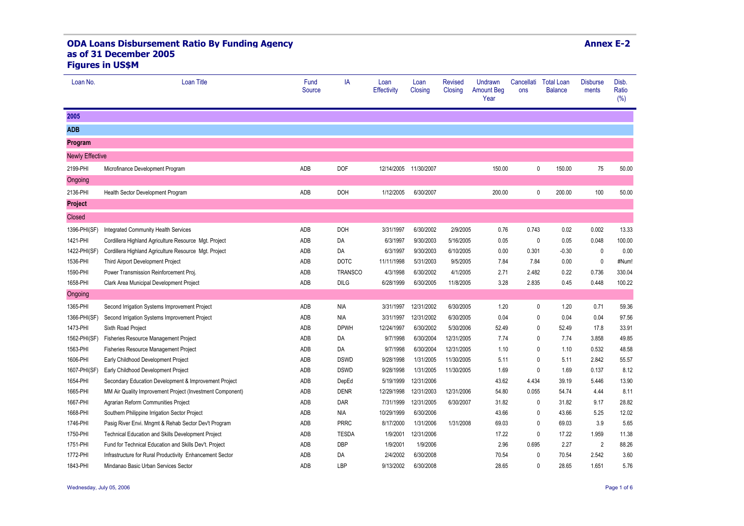# ODA Loans Disbursement Ratio By Funding Agency
## as of 31 December 2005
## Figures in US$M

**Annex E-2**

| Loan No. | Loan Title | Fund Source | IA | Loan Effectivity | Loan Closing | Revised Closing | Undrawn Amount Beg Year | Cancellations | Total Loan Balance | Disbursements | Disb. Ratio (%) |
|---|---|---|---|---|---|---|---|---|---|---|---|
| **2005** | | | | | | | | | | | |
| **ADB** | | | | | | | | | | | |
| **Program** | | | | | | | | | | | |
| Newly Effective | | | | | | | | | | | |
| 2199-PHI | Microfinance Development Program | ADB | DOF | 12/14/2005 | 11/30/2007 | | 150.00 | 0 | 150.00 | 75 | 50.00 |
| Ongoing | | | | | | | | | | | |
| 2136-PHI | Health Sector Development Program | ADB | DOH | 1/12/2005 | 6/30/2007 | | 200.00 | 0 | 200.00 | 100 | 50.00 |
| **Project** | | | | | | | | | | | |
| Closed | | | | | | | | | | | |
| 1396-PHI(SF) | Integrated Community Health Services | ADB | DOH | 3/31/1997 | 6/30/2002 | 2/9/2005 | 0.76 | 0.743 | 0.02 | 0.002 | 13.33 |
| 1421-PHI | Cordillera Highland Agriculture Resource Mgt. Project | ADB | DA | 6/3/1997 | 9/30/2003 | 5/16/2005 | 0.05 | 0 | 0.05 | 0.048 | 100.00 |
| 1422-PHI(SF) | Cordillera Highland Agriculture Resource Mgt. Project | ADB | DA | 6/3/1997 | 9/30/2003 | 6/10/2005 | 0.00 | 0.301 | -0.30 | 0 | 0.00 |
| 1536-PHI | Third Airport Development Project | ADB | DOTC | 11/11/1998 | 5/31/2003 | 9/5/2005 | 7.84 | 7.84 | 0.00 | 0 | #Num! |
| 1590-PHI | Power Transmission Reinforcement Proj. | ADB | TRANSCO | 4/3/1998 | 6/30/2002 | 4/1/2005 | 2.71 | 2.482 | 0.22 | 0.736 | 330.04 |
| 1658-PHI | Clark Area Municipal Development Project | ADB | DILG | 6/28/1999 | 6/30/2005 | 11/8/2005 | 3.28 | 2.835 | 0.45 | 0.448 | 100.22 |
| Ongoing | | | | | | | | | | | |
| 1365-PHI | Second Irrigation Systems Improvement Project | ADB | NIA | 3/31/1997 | 12/31/2002 | 6/30/2005 | 1.20 | 0 | 1.20 | 0.71 | 59.36 |
| 1366-PHI(SF) | Second Irrigation Systems Improvement Project | ADB | NIA | 3/31/1997 | 12/31/2002 | 6/30/2005 | 0.04 | 0 | 0.04 | 0.04 | 97.56 |
| 1473-PHI | Sixth Road Project | ADB | DPWH | 12/24/1997 | 6/30/2002 | 5/30/2006 | 52.49 | 0 | 52.49 | 17.8 | 33.91 |
| 1562-PHI(SF) | Fisheries Resource Management Project | ADB | DA | 9/7/1998 | 6/30/2004 | 12/31/2005 | 7.74 | 0 | 7.74 | 3.858 | 49.85 |
| 1563-PHI | Fisheries Resource Management Project | ADB | DA | 9/7/1998 | 6/30/2004 | 12/31/2005 | 1.10 | 0 | 1.10 | 0.532 | 48.58 |
| 1606-PHI | Early Childhood Development Project | ADB | DSWD | 9/28/1998 | 1/31/2005 | 11/30/2005 | 5.11 | 0 | 5.11 | 2.842 | 55.57 |
| 1607-PHI(SF) | Early Childhood Development Project | ADB | DSWD | 9/28/1998 | 1/31/2005 | 11/30/2005 | 1.69 | 0 | 1.69 | 0.137 | 8.12 |
| 1654-PHI | Secondary Education Development & Improvement Project | ADB | DepEd | 5/19/1999 | 12/31/2006 | | 43.62 | 4.434 | 39.19 | 5.446 | 13.90 |
| 1665-PHI | MM Air Quality Improvement Project (Investment Component) | ADB | DENR | 12/29/1998 | 12/31/2003 | 12/31/2006 | 54.80 | 0.055 | 54.74 | 4.44 | 8.11 |
| 1667-PHI | Agrarian Reform Communities Project | ADB | DAR | 7/31/1999 | 12/31/2005 | 6/30/2007 | 31.82 | 0 | 31.82 | 9.17 | 28.82 |
| 1668-PHI | Southern Philippine Irrigation Sector Project | ADB | NIA | 10/29/1999 | 6/30/2006 | | 43.66 | 0 | 43.66 | 5.25 | 12.02 |
| 1746-PHI | Pasig River Envi. Mngmt & Rehab Sector Dev't Program | ADB | PRRC | 8/17/2000 | 1/31/2006 | 1/31/2008 | 69.03 | 0 | 69.03 | 3.9 | 5.65 |
| 1750-PHI | Technical Education and Skills Development Project | ADB | TESDA | 1/9/2001 | 12/31/2006 | | 17.22 | 0 | 17.22 | 1.959 | 11.38 |
| 1751-PHI | Fund for Technical Education and Skills Dev't. Project | ADB | DBP | 1/9/2001 | 1/9/2006 | | 2.96 | 0.695 | 2.27 | 2 | 88.26 |
| 1772-PHI | Infrastructure for Rural Productivity Enhancement Sector | ADB | DA | 2/4/2002 | 6/30/2008 | | 70.54 | 0 | 70.54 | 2.542 | 3.60 |
| 1843-PHI | Mindanao Basic Urban Services Sector | ADB | LBP | 9/13/2002 | 6/30/2008 | | 28.65 | 0 | 28.65 | 1.651 | 5.76 |

Wednesday, July 05, 2006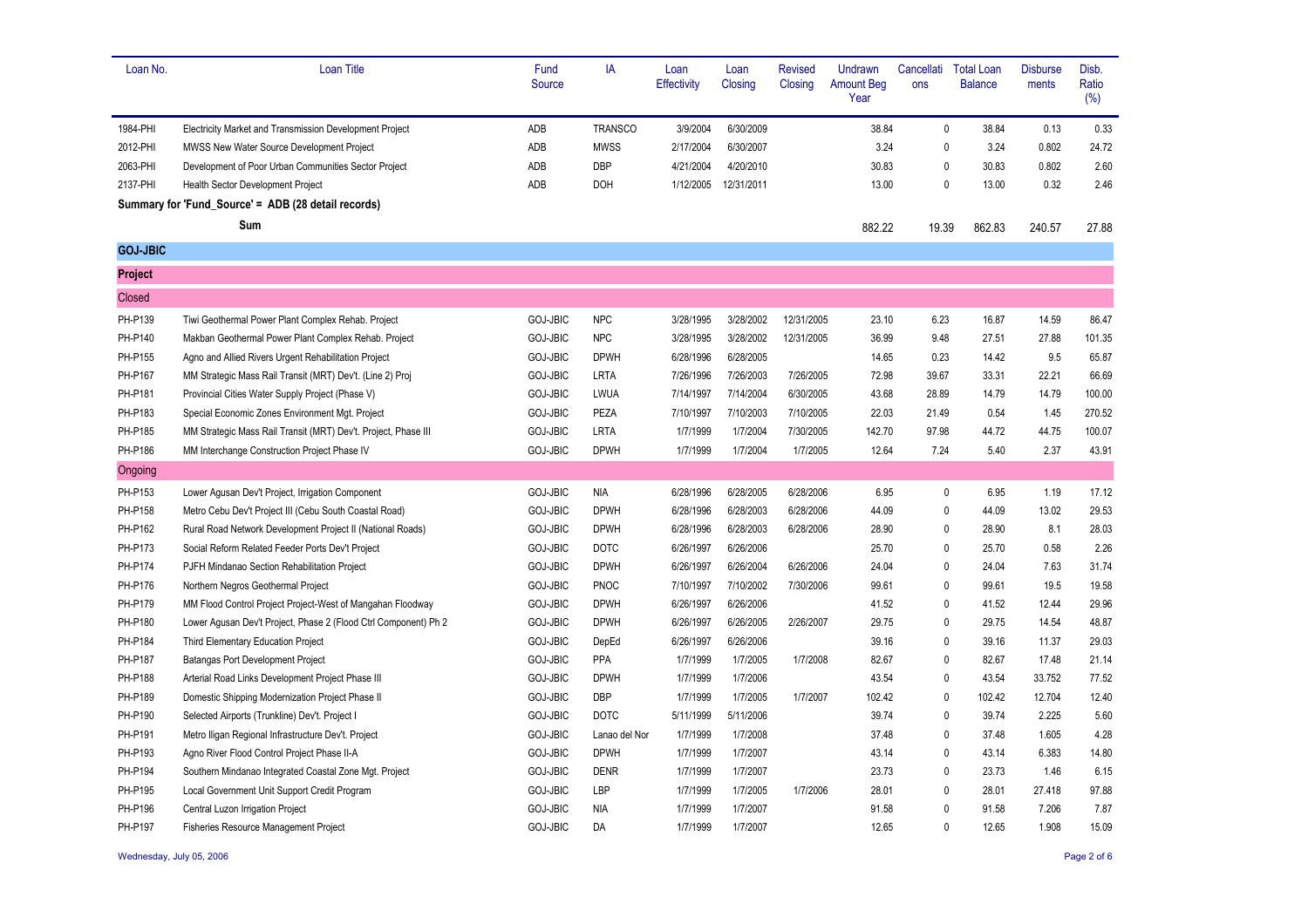| Loan No. | Loan Title | Fund Source | IA | Loan Effectivity | Loan Closing | Revised Closing | Undrawn Amount Beg Year | Cancellations | Total Loan Balance | Disbursements | Disb. Ratio (%) |
|---|---|---|---|---|---|---|---|---|---|---|---|
| 1984-PHI | Electricity Market and Transmission Development Project | ADB | TRANSCO | 3/9/2004 | 6/30/2009 | | 38.84 | 0 | 38.84 | 0.13 | 0.33 |
| 2012-PHI | MWSS New Water Source Development Project | ADB | MWSS | 2/17/2004 | 6/30/2007 | | 3.24 | 0 | 3.24 | 0.802 | 24.72 |
| 2063-PHI | Development of Poor Urban Communities Sector Project | ADB | DBP | 4/21/2004 | 4/20/2010 | | 30.83 | 0 | 30.83 | 0.802 | 2.60 |
| 2137-PHI | Health Sector Development Project | ADB | DOH | 1/12/2005 | 12/31/2011 | | 13.00 | 0 | 13.00 | 0.32 | 2.46 |
| **Summary for 'Fund_Source' = ADB (28 detail records)** | | | | | | | | | | | |
| | **Sum** | | | | | | 882.22 | 19.39 | 862.83 | 240.57 | 27.88 |
| **GOJ-JBIC** | | | | | | | | | | | |
| **Project** | | | | | | | | | | | |
| Closed | | | | | | | | | | | |
| PH-P139 | Tiwi Geothermal Power Plant Complex Rehab. Project | GOJ-JBIC | NPC | 3/28/1995 | 3/28/2002 | 12/31/2005 | 23.10 | 6.23 | 16.87 | 14.59 | 86.47 |
| PH-P140 | Makban Geothermal Power Plant Complex Rehab. Project | GOJ-JBIC | NPC | 3/28/1995 | 3/28/2002 | 12/31/2005 | 36.99 | 9.48 | 27.51 | 27.88 | 101.35 |
| PH-P155 | Agno and Allied Rivers Urgent Rehabilitation Project | GOJ-JBIC | DPWH | 6/28/1996 | 6/28/2005 | | 14.65 | 0.23 | 14.42 | 9.5 | 65.87 |
| PH-P167 | MM Strategic Mass Rail Transit (MRT) Dev't. (Line 2) Proj | GOJ-JBIC | LRTA | 7/26/1996 | 7/26/2003 | 7/26/2005 | 72.98 | 39.67 | 33.31 | 22.21 | 66.69 |
| PH-P181 | Provincial Cities Water Supply Project (Phase V) | GOJ-JBIC | LWUA | 7/14/1997 | 7/14/2004 | 6/30/2005 | 43.68 | 28.89 | 14.79 | 14.79 | 100.00 |
| PH-P183 | Special Economic Zones Environment Mgt. Project | GOJ-JBIC | PEZA | 7/10/1997 | 7/10/2003 | 7/10/2005 | 22.03 | 21.49 | 0.54 | 1.45 | 270.52 |
| PH-P185 | MM Strategic Mass Rail Transit (MRT) Dev't. Project, Phase III | GOJ-JBIC | LRTA | 1/7/1999 | 1/7/2004 | 7/30/2005 | 142.70 | 97.98 | 44.72 | 44.75 | 100.07 |
| PH-P186 | MM Interchange Construction Project Phase IV | GOJ-JBIC | DPWH | 1/7/1999 | 1/7/2004 | 1/7/2005 | 12.64 | 7.24 | 5.40 | 2.37 | 43.91 |
| Ongoing | | | | | | | | | | | |
| PH-P153 | Lower Agusan Dev't Project, Irrigation Component | GOJ-JBIC | NIA | 6/28/1996 | 6/28/2005 | 6/28/2006 | 6.95 | 0 | 6.95 | 1.19 | 17.12 |
| PH-P158 | Metro Cebu Dev't Project III (Cebu South Coastal Road) | GOJ-JBIC | DPWH | 6/28/1996 | 6/28/2003 | 6/28/2006 | 44.09 | 0 | 44.09 | 13.02 | 29.53 |
| PH-P162 | Rural Road Network Development Project II (National Roads) | GOJ-JBIC | DPWH | 6/28/1996 | 6/28/2003 | 6/28/2006 | 28.90 | 0 | 28.90 | 8.1 | 28.03 |
| PH-P173 | Social Reform Related Feeder Ports Dev't Project | GOJ-JBIC | DOTC | 6/26/1997 | 6/26/2006 | | 25.70 | 0 | 25.70 | 0.58 | 2.26 |
| PH-P174 | PJFH Mindanao Section Rehabilitation Project | GOJ-JBIC | DPWH | 6/26/1997 | 6/26/2004 | 6/26/2006 | 24.04 | 0 | 24.04 | 7.63 | 31.74 |
| PH-P176 | Northern Negros Geothermal Project | GOJ-JBIC | PNOC | 7/10/1997 | 7/10/2002 | 7/30/2006 | 99.61 | 0 | 99.61 | 19.5 | 19.58 |
| PH-P179 | MM Flood Control Project Project-West of Mangahan Floodway | GOJ-JBIC | DPWH | 6/26/1997 | 6/26/2006 | | 41.52 | 0 | 41.52 | 12.44 | 29.96 |
| PH-P180 | Lower Agusan Dev't Project, Phase 2 (Flood Ctrl Component) Ph 2 | GOJ-JBIC | DPWH | 6/26/1997 | 6/26/2005 | 2/26/2007 | 29.75 | 0 | 29.75 | 14.54 | 48.87 |
| PH-P184 | Third Elementary Education Project | GOJ-JBIC | DepEd | 6/26/1997 | 6/26/2006 | | 39.16 | 0 | 39.16 | 11.37 | 29.03 |
| PH-P187 | Batangas Port Development Project | GOJ-JBIC | PPA | 1/7/1999 | 1/7/2005 | 1/7/2008 | 82.67 | 0 | 82.67 | 17.48 | 21.14 |
| PH-P188 | Arterial Road Links Development Project Phase III | GOJ-JBIC | DPWH | 1/7/1999 | 1/7/2006 | | 43.54 | 0 | 43.54 | 33.752 | 77.52 |
| PH-P189 | Domestic Shipping Modernization Project Phase II | GOJ-JBIC | DBP | 1/7/1999 | 1/7/2005 | 1/7/2007 | 102.42 | 0 | 102.42 | 12.704 | 12.40 |
| PH-P190 | Selected Airports (Trunkline) Dev't. Project I | GOJ-JBIC | DOTC | 5/11/1999 | 5/11/2006 | | 39.74 | 0 | 39.74 | 2.225 | 5.60 |
| PH-P191 | Metro Iligan Regional Infrastructure Dev't. Project | GOJ-JBIC | Lanao del Nor | 1/7/1999 | 1/7/2008 | | 37.48 | 0 | 37.48 | 1.605 | 4.28 |
| PH-P193 | Agno River Flood Control Project Phase II-A | GOJ-JBIC | DPWH | 1/7/1999 | 1/7/2007 | | 43.14 | 0 | 43.14 | 6.383 | 14.80 |
| PH-P194 | Southern Mindanao Integrated Coastal Zone Mgt. Project | GOJ-JBIC | DENR | 1/7/1999 | 1/7/2007 | | 23.73 | 0 | 23.73 | 1.46 | 6.15 |
| PH-P195 | Local Government Unit Support Credit Program | GOJ-JBIC | LBP | 1/7/1999 | 1/7/2005 | 1/7/2006 | 28.01 | 0 | 28.01 | 27.418 | 97.88 |
| PH-P196 | Central Luzon Irrigation Project | GOJ-JBIC | NIA | 1/7/1999 | 1/7/2007 | | 91.58 | 0 | 91.58 | 7.206 | 7.87 |
| PH-P197 | Fisheries Resource Management Project | GOJ-JBIC | DA | 1/7/1999 | 1/7/2007 | | 12.65 | 0 | 12.65 | 1.908 | 15.09 |

Wednesday, July 05, 2006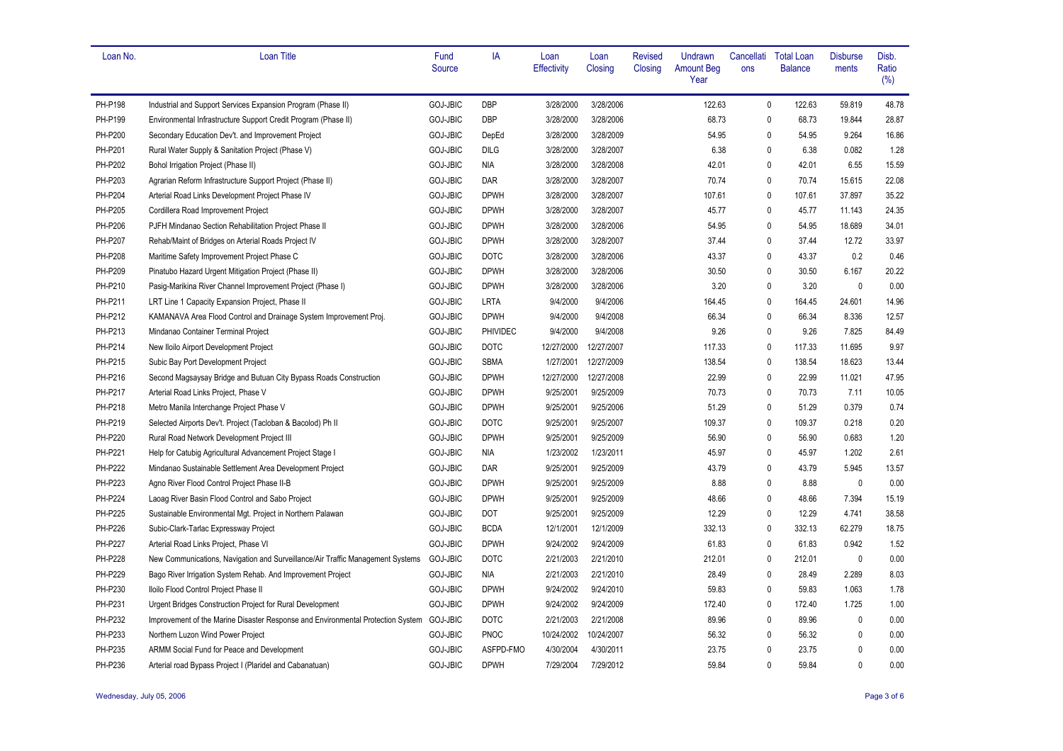| Loan No. | Loan Title | Fund Source | IA | Loan Effectivity | Loan Closing | Revised Closing | Undrawn Amount Beg Year | Cancellations | Total Loan Balance | Disbursements | Disb. Ratio (%) |
|---|---|---|---|---|---|---|---|---|---|---|---|
| PH-P198 | Industrial and Support Services Expansion Program (Phase II) | GOJ-JBIC | DBP | 3/28/2000 | 3/28/2006 | | 122.63 | 0 | 122.63 | 59.819 | 48.78 |
| PH-P199 | Environmental Infrastructure Support Credit Program (Phase II) | GOJ-JBIC | DBP | 3/28/2000 | 3/28/2006 | | 68.73 | 0 | 68.73 | 19.844 | 28.87 |
| PH-P200 | Secondary Education Dev't. and Improvement Project | GOJ-JBIC | DepEd | 3/28/2000 | 3/28/2009 | | 54.95 | 0 | 54.95 | 9.264 | 16.86 |
| PH-P201 | Rural Water Supply & Sanitation Project (Phase V) | GOJ-JBIC | DILG | 3/28/2000 | 3/28/2007 | | 6.38 | 0 | 6.38 | 0.082 | 1.28 |
| PH-P202 | Bohol Irrigation Project (Phase II) | GOJ-JBIC | NIA | 3/28/2000 | 3/28/2008 | | 42.01 | 0 | 42.01 | 6.55 | 15.59 |
| PH-P203 | Agrarian Reform Infrastructure Support Project (Phase II) | GOJ-JBIC | DAR | 3/28/2000 | 3/28/2007 | | 70.74 | 0 | 70.74 | 15.615 | 22.08 |
| PH-P204 | Arterial Road Links Development Project Phase IV | GOJ-JBIC | DPWH | 3/28/2000 | 3/28/2007 | | 107.61 | 0 | 107.61 | 37.897 | 35.22 |
| PH-P205 | Cordillera Road Improvement Project | GOJ-JBIC | DPWH | 3/28/2000 | 3/28/2007 | | 45.77 | 0 | 45.77 | 11.143 | 24.35 |
| PH-P206 | PJFH Mindanao Section Rehabilitation Project Phase II | GOJ-JBIC | DPWH | 3/28/2000 | 3/28/2006 | | 54.95 | 0 | 54.95 | 18.689 | 34.01 |
| PH-P207 | Rehab/Maint of Bridges on Arterial Roads Project IV | GOJ-JBIC | DPWH | 3/28/2000 | 3/28/2007 | | 37.44 | 0 | 37.44 | 12.72 | 33.97 |
| PH-P208 | Maritime Safety Improvement Project Phase C | GOJ-JBIC | DOTC | 3/28/2000 | 3/28/2006 | | 43.37 | 0 | 43.37 | 0.2 | 0.46 |
| PH-P209 | Pinatubo Hazard Urgent Mitigation Project (Phase II) | GOJ-JBIC | DPWH | 3/28/2000 | 3/28/2006 | | 30.50 | 0 | 30.50 | 6.167 | 20.22 |
| PH-P210 | Pasig-Marikina River Channel Improvement Project (Phase I) | GOJ-JBIC | DPWH | 3/28/2000 | 3/28/2006 | | 3.20 | 0 | 3.20 | 0 | 0.00 |
| PH-P211 | LRT Line 1 Capacity Expansion Project, Phase II | GOJ-JBIC | LRTA | 9/4/2000 | 9/4/2006 | | 164.45 | 0 | 164.45 | 24.601 | 14.96 |
| PH-P212 | KAMANAVA Area Flood Control and Drainage System Improvement Proj. | GOJ-JBIC | DPWH | 9/4/2000 | 9/4/2008 | | 66.34 | 0 | 66.34 | 8.336 | 12.57 |
| PH-P213 | Mindanao Container Terminal Project | GOJ-JBIC | PHIVIDEC | 9/4/2000 | 9/4/2008 | | 9.26 | 0 | 9.26 | 7.825 | 84.49 |
| PH-P214 | New Iloilo Airport Development Project | GOJ-JBIC | DOTC | 12/27/2000 | 12/27/2007 | | 117.33 | 0 | 117.33 | 11.695 | 9.97 |
| PH-P215 | Subic Bay Port Development Project | GOJ-JBIC | SBMA | 1/27/2001 | 12/27/2009 | | 138.54 | 0 | 138.54 | 18.623 | 13.44 |
| PH-P216 | Second Magsaysay Bridge and Butuan City Bypass Roads Construction | GOJ-JBIC | DPWH | 12/27/2000 | 12/27/2008 | | 22.99 | 0 | 22.99 | 11.021 | 47.95 |
| PH-P217 | Arterial Road Links Project, Phase V | GOJ-JBIC | DPWH | 9/25/2001 | 9/25/2009 | | 70.73 | 0 | 70.73 | 7.11 | 10.05 |
| PH-P218 | Metro Manila Interchange Project Phase V | GOJ-JBIC | DPWH | 9/25/2001 | 9/25/2006 | | 51.29 | 0 | 51.29 | 0.379 | 0.74 |
| PH-P219 | Selected Airports Dev't. Project (Tacloban & Bacolod) Ph II | GOJ-JBIC | DOTC | 9/25/2001 | 9/25/2007 | | 109.37 | 0 | 109.37 | 0.218 | 0.20 |
| PH-P220 | Rural Road Network Development Project III | GOJ-JBIC | DPWH | 9/25/2001 | 9/25/2009 | | 56.90 | 0 | 56.90 | 0.683 | 1.20 |
| PH-P221 | Help for Catubig Agricultural Advancement Project Stage I | GOJ-JBIC | NIA | 1/23/2002 | 1/23/2011 | | 45.97 | 0 | 45.97 | 1.202 | 2.61 |
| PH-P222 | Mindanao Sustainable Settlement Area Development Project | GOJ-JBIC | DAR | 9/25/2001 | 9/25/2009 | | 43.79 | 0 | 43.79 | 5.945 | 13.57 |
| PH-P223 | Agno River Flood Control Project Phase II-B | GOJ-JBIC | DPWH | 9/25/2001 | 9/25/2009 | | 8.88 | 0 | 8.88 | 0 | 0.00 |
| PH-P224 | Laoag River Basin Flood Control and Sabo Project | GOJ-JBIC | DPWH | 9/25/2001 | 9/25/2009 | | 48.66 | 0 | 48.66 | 7.394 | 15.19 |
| PH-P225 | Sustainable Environmental Mgt. Project in Northern Palawan | GOJ-JBIC | DOT | 9/25/2001 | 9/25/2009 | | 12.29 | 0 | 12.29 | 4.741 | 38.58 |
| PH-P226 | Subic-Clark-Tarlac Expressway Project | GOJ-JBIC | BCDA | 12/1/2001 | 12/1/2009 | | 332.13 | 0 | 332.13 | 62.279 | 18.75 |
| PH-P227 | Arterial Road Links Project, Phase VI | GOJ-JBIC | DPWH | 9/24/2002 | 9/24/2009 | | 61.83 | 0 | 61.83 | 0.942 | 1.52 |
| PH-P228 | New Communications, Navigation and Surveillance/Air Traffic Management Systems | GOJ-JBIC | DOTC | 2/21/2003 | 2/21/2010 | | 212.01 | 0 | 212.01 | 0 | 0.00 |
| PH-P229 | Bago River Irrigation System Rehab. And Improvement Project | GOJ-JBIC | NIA | 2/21/2003 | 2/21/2010 | | 28.49 | 0 | 28.49 | 2.289 | 8.03 |
| PH-P230 | Iloilo Flood Control Project Phase II | GOJ-JBIC | DPWH | 9/24/2002 | 9/24/2010 | | 59.83 | 0 | 59.83 | 1.063 | 1.78 |
| PH-P231 | Urgent Bridges Construction Project for Rural Development | GOJ-JBIC | DPWH | 9/24/2002 | 9/24/2009 | | 172.40 | 0 | 172.40 | 1.725 | 1.00 |
| PH-P232 | Improvement of the Marine Disaster Response and Environmental Protection System | GOJ-JBIC | DOTC | 2/21/2003 | 2/21/2008 | | 89.96 | 0 | 89.96 | 0 | 0.00 |
| PH-P233 | Northern Luzon Wind Power Project | GOJ-JBIC | PNOC | 10/24/2002 | 10/24/2007 | | 56.32 | 0 | 56.32 | 0 | 0.00 |
| PH-P235 | ARMM Social Fund for Peace and Development | GOJ-JBIC | ASFPD-FMO | 4/30/2004 | 4/30/2011 | | 23.75 | 0 | 23.75 | 0 | 0.00 |
| PH-P236 | Arterial road Bypass Project I (Plaridel and Cabanatuan) | GOJ-JBIC | DPWH | 7/29/2004 | 7/29/2012 | | 59.84 | 0 | 59.84 | 0 | 0.00 |

Wednesday, July 05, 2006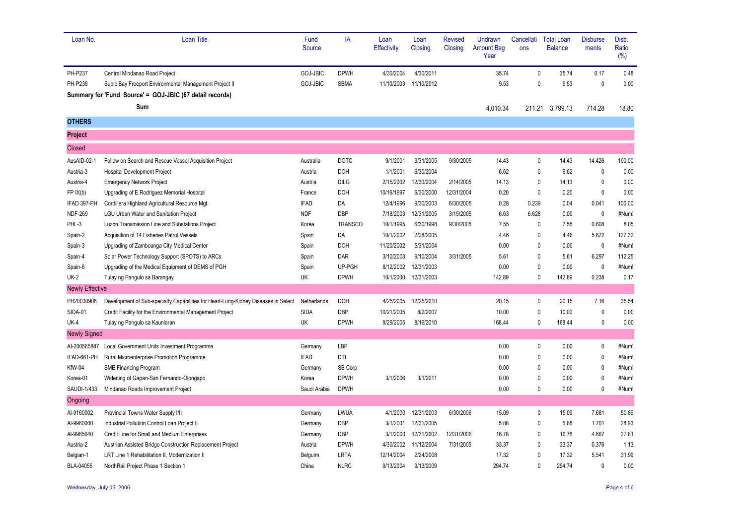| Loan No. | Loan Title | Fund Source | IA | Loan Effectivity | Loan Closing | Revised Closing | Undrawn Amount Beg Year | Cancellations | Total Loan Balance | Disbursements | Disb. Ratio (%) |
|---|---|---|---|---|---|---|---|---|---|---|---|
| PH-P237 | Central Mindanao Road Project | GOJ-JBIC | DPWH | 4/30/2004 | 4/30/2011 | | 35.74 | 0 | 35.74 | 0.17 | 0.48 |
| PH-P238 | Subic Bay Freeport Environmental Management Project II | GOJ-JBIC | SBMA | 11/10/2003 | 11/10/2012 | | 9.53 | 0 | 9.53 | 0 | 0.00 |
| **Summary for 'Fund_Source' = GOJ-JBIC (67 detail records)** | | | | | | | | | | | |
| | **Sum** | | | | | | 4,010.34 | 211.21 | 3,799.13 | 714.28 | 18.80 |
| **OTHERS** | | | | | | | | | | | |
| **Project** | | | | | | | | | | | |
| Closed | | | | | | | | | | | |
| AusAID-02-1 | Follow on Search and Rescue Vessel Acquisition Project | Australia | DOTC | 9/1/2001 | 3/31/2005 | 9/30/2005 | 14.43 | 0 | 14.43 | 14.426 | 100.00 |
| Austria-3 | Hospital Development Project | Austria | DOH | 1/1/2001 | 6/30/2004 | | 6.62 | 0 | 6.62 | 0 | 0.00 |
| Austria-4 | Emergency Network Project | Austria | DILG | 2/15/2002 | 12/30/2004 | 2/14/2005 | 14.13 | 0 | 14.13 | 0 | 0.00 |
| FP IX(b) | Upgrading of E.Rodriguez Memorial Hospital | France | DOH | 10/16/1997 | 6/30/2000 | 12/31/2004 | 0.20 | 0 | 0.20 | 0 | 0.00 |
| IFAD 397-PH | Cordillera Highland Agricultural Resource Mgt. | IFAD | DA | 12/4/1996 | 9/30/2003 | 6/30/2005 | 0.28 | 0.239 | 0.04 | 0.041 | 100.00 |
| NDF-269 | LGU Urban Water and Sanitation Project | NDF | DBP | 7/18/2003 | 12/31/2005 | 3/15/2005 | 6.63 | 6.628 | 0.00 | 0 | #Num! |
| PHL-3 | Luzon Transmission Line and Substations Project | Korea | TRANSCO | 10/1/1995 | 6/30/1998 | 9/30/2005 | 7.55 | 0 | 7.55 | 0.608 | 8.05 |
| Spain-2 | Acquisition of 14 Fisheries Patrol Vessels | Spain | DA | 10/1/2002 | 2/28/2005 | | 4.46 | 0 | 4.46 | 5.672 | 127.32 |
| Spain-3 | Upgrading of Zamboanga City Medical Center | Spain | DOH | 11/20/2002 | 5/31/2004 | | 0.00 | 0 | 0.00 | 0 | #Num! |
| Spain-4 | Solar Power Technology Support (SPOTS) to ARCs | Spain | DAR | 3/10/2003 | 9/10/2004 | 3/31/2005 | 5.61 | 0 | 5.61 | 6.297 | 112.25 |
| Spain-6 | Upgrading of the Medical Equipment of DEMS of PGH | Spain | UP-PGH | 8/12/2002 | 12/31/2003 | | 0.00 | 0 | 0.00 | 0 | #Num! |
| UK-2 | Tulay ng Pangulo sa Barangay | UK | DPWH | 10/1/2000 | 12/31/2003 | | 142.89 | 0 | 142.89 | 0.238 | 0.17 |
| Newly Effective | | | | | | | | | | | |
| PH20030908 | Development of Sub-specialty Capabilities for Heart-Lung-Kidney Diseases in Select | Netherlands | DOH | 4/25/2005 | 12/25/2010 | | 20.15 | 0 | 20.15 | 7.16 | 35.54 |
| SIDA-01 | Credit Facility for the Environmental Management Project | SIDA | DBP | 10/21/2005 | 8/2/2007 | | 10.00 | 0 | 10.00 | 0 | 0.00 |
| UK-4 | Tulay ng Pangulo sa Kaunlaran | UK | DPWH | 9/29/2005 | 8/16/2010 | | 168.44 | 0 | 168.44 | 0 | 0.00 |
| Newly Signed | | | | | | | | | | | |
| AI-200565887 | Local Government Units Investment Programme | Germany | LBP | | | | 0.00 | 0 | 0.00 | 0 | #Num! |
| IFAD-661-PH | Rural Microenterprise Promotion Programme | IFAD | DTI | | | | 0.00 | 0 | 0.00 | 0 | #Num! |
| KfW-04 | SME Financing Program | Germany | SB Corp | | | | 0.00 | 0 | 0.00 | 0 | #Num! |
| Korea-01 | Widening of Gapan-San Fernando-Olongapo | Korea | DPWH | 3/1/2006 | 3/1/2011 | | 0.00 | 0 | 0.00 | 0 | #Num! |
| SAUDI-1/433 | Mindanao Roads Improvement Project | Saudi Arabia | DPWH | | | | 0.00 | 0 | 0.00 | 0 | #Num! |
| Ongoing | | | | | | | | | | | |
| AI-9160002 | Provincial Towns Water Supply I/II | Germany | LWUA | 4/1/2000 | 12/31/2003 | 6/30/2006 | 15.09 | 0 | 15.09 | 7.681 | 50.89 |
| AI-9960000 | Industrial Pollution Control Loan Project II | Germany | DBP | 3/1/2001 | 12/31/2005 | | 5.88 | 0 | 5.88 | 1.701 | 28.93 |
| AI-9965040 | Credit Line for Small and Medium Enterprises | Germany | DBP | 3/1/2000 | 12/31/2002 | 12/31/2006 | 16.78 | 0 | 16.78 | 4.667 | 27.81 |
| Austria-2 | Austrian Assisted Bridge Construction Replacement Project | Austria | DPWH | 4/30/2002 | 11/12/2004 | 7/31/2005 | 33.37 | 0 | 33.37 | 0.376 | 1.13 |
| Belgian-1 | LRT Line 1 Rehabilitation II, Modernization II | Belguim | LRTA | 12/14/2004 | 2/24/2008 | | 17.32 | 0 | 17.32 | 5.541 | 31.99 |
| BLA-04055 | NorthRail Project Phase 1 Section 1 | China | NLRC | 9/13/2004 | 9/13/2009 | | 294.74 | 0 | 294.74 | 0 | 0.00 |

Wednesday, July 05, 2006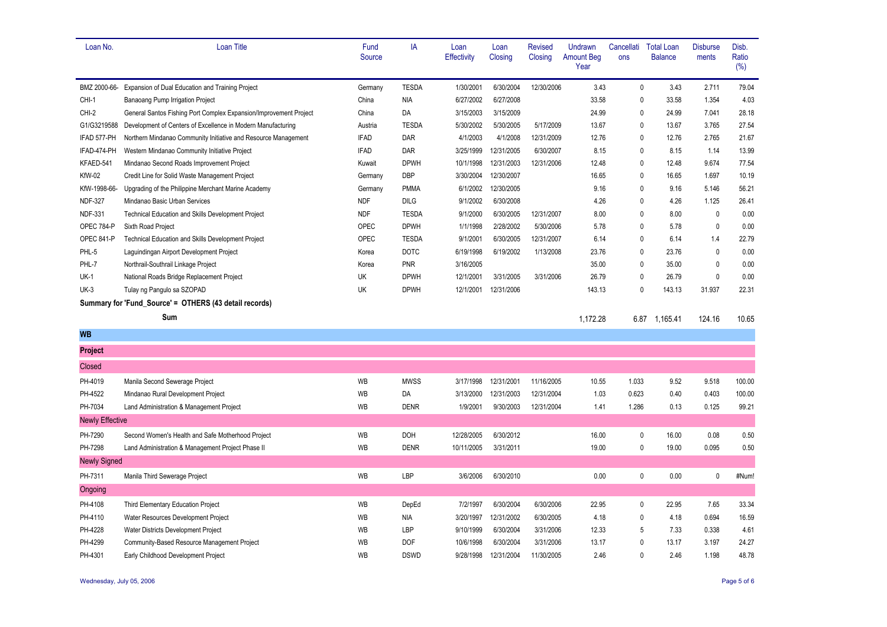| Loan No. | Loan Title | Fund Source | IA | Loan Effectivity | Loan Closing | Revised Closing | Undrawn Amount Beg Year | Cancellations | Total Loan Balance | Disbursements | Disb. Ratio (%) |
|---|---|---|---|---|---|---|---|---|---|---|---|
| BMZ 2000-66- | Expansion of Dual Education and Training Project | Germany | TESDA | 1/30/2001 | 6/30/2004 | 12/30/2006 | 3.43 | 0 | 3.43 | 2.711 | 79.04 |
| CHI-1 | Banaoang Pump Irrigation Project | China | NIA | 6/27/2002 | 6/27/2008 | | 33.58 | 0 | 33.58 | 1.354 | 4.03 |
| CHI-2 | General Santos Fishing Port Complex Expansion/Improvement Project | China | DA | 3/15/2003 | 3/15/2009 | | 24.99 | 0 | 24.99 | 7.041 | 28.18 |
| G1/G3219588 | Development of Centers of Excellence in Modern Manufacturing | Austria | TESDA | 5/30/2002 | 5/30/2005 | 5/17/2009 | 13.67 | 0 | 13.67 | 3.765 | 27.54 |
| IFAD 577-PH | Northern Mindanao Community Initiative and Resource Management | IFAD | DAR | 4/1/2003 | 4/1/2008 | 12/31/2009 | 12.76 | 0 | 12.76 | 2.765 | 21.67 |
| IFAD-474-PH | Western Mindanao Community Initiative Project | IFAD | DAR | 3/25/1999 | 12/31/2005 | 6/30/2007 | 8.15 | 0 | 8.15 | 1.14 | 13.99 |
| KFAED-541 | Mindanao Second Roads Improvement Project | Kuwait | DPWH | 10/1/1998 | 12/31/2003 | 12/31/2006 | 12.48 | 0 | 12.48 | 9.674 | 77.54 |
| KfW-02 | Credit Line for Solid Waste Management Project | Germany | DBP | 3/30/2004 | 12/30/2007 | | 16.65 | 0 | 16.65 | 1.697 | 10.19 |
| KfW-1998-66- | Upgrading of the Philippine Merchant Marine Academy | Germany | PMMA | 6/1/2002 | 12/30/2005 | | 9.16 | 0 | 9.16 | 5.146 | 56.21 |
| NDF-327 | Mindanao Basic Urban Services | NDF | DILG | 9/1/2002 | 6/30/2008 | | 4.26 | 0 | 4.26 | 1.125 | 26.41 |
| NDF-331 | Technical Education and Skills Development Project | NDF | TESDA | 9/1/2000 | 6/30/2005 | 12/31/2007 | 8.00 | 0 | 8.00 | 0 | 0.00 |
| OPEC 784-P | Sixth Road Project | OPEC | DPWH | 1/1/1998 | 2/28/2002 | 5/30/2006 | 5.78 | 0 | 5.78 | 0 | 0.00 |
| OPEC 841-P | Technical Education and Skills Development Project | OPEC | TESDA | 9/1/2001 | 6/30/2005 | 12/31/2007 | 6.14 | 0 | 6.14 | 1.4 | 22.79 |
| PHL-5 | Laguindingan Airport Development Project | Korea | DOTC | 6/19/1998 | 6/19/2002 | 1/13/2008 | 23.76 | 0 | 23.76 | 0 | 0.00 |
| PHL-7 | Northrail-Southrail Linkage Project | Korea | PNR | 3/16/2005 | | | 35.00 | 0 | 35.00 | 0 | 0.00 |
| UK-1 | National Roads Bridge Replacement Project | UK | DPWH | 12/1/2001 | 3/31/2005 | 3/31/2006 | 26.79 | 0 | 26.79 | 0 | 0.00 |
| UK-3 | Tulay ng Pangulo sa SZOPAD | UK | DPWH | 12/1/2001 | 12/31/2006 | | 143.13 | 0 | 143.13 | 31.937 | 22.31 |
| **Summary for 'Fund_Source' = OTHERS (43 detail records)** | | | | | | | | | | | |
| | **Sum** | | | | | | 1,172.28 | 6.87 | 1,165.41 | 124.16 | 10.65 |
| **WB** | | | | | | | | | | | |
| **Project** | | | | | | | | | | | |
| Closed | | | | | | | | | | | |
| PH-4019 | Manila Second Sewerage Project | WB | MWSS | 3/17/1998 | 12/31/2001 | 11/16/2005 | 10.55 | 1.033 | 9.52 | 9.518 | 100.00 |
| PH-4522 | Mindanao Rural Development Project | WB | DA | 3/13/2000 | 12/31/2003 | 12/31/2004 | 1.03 | 0.623 | 0.40 | 0.403 | 100.00 |
| PH-7034 | Land Administration & Management Project | WB | DENR | 1/9/2001 | 9/30/2003 | 12/31/2004 | 1.41 | 1.286 | 0.13 | 0.125 | 99.21 |
| Newly Effective | | | | | | | | | | | |
| PH-7290 | Second Women's Health and Safe Motherhood Project | WB | DOH | 12/28/2005 | 6/30/2012 | | 16.00 | 0 | 16.00 | 0.08 | 0.50 |
| PH-7298 | Land Administration & Management Project Phase II | WB | DENR | 10/11/2005 | 3/31/2011 | | 19.00 | 0 | 19.00 | 0.095 | 0.50 |
| Newly Signed | | | | | | | | | | | |
| PH-7311 | Manila Third Sewerage Project | WB | LBP | 3/6/2006 | 6/30/2010 | | 0.00 | 0 | 0.00 | 0 | #Num! |
| Ongoing | | | | | | | | | | | |
| PH-4108 | Third Elementary Education Project | WB | DepEd | 7/2/1997 | 6/30/2004 | 6/30/2006 | 22.95 | 0 | 22.95 | 7.65 | 33.34 |
| PH-4110 | Water Resources Development Project | WB | NIA | 3/20/1997 | 12/31/2002 | 6/30/2005 | 4.18 | 0 | 4.18 | 0.694 | 16.59 |
| PH-4228 | Water Districts Development Project | WB | LBP | 9/10/1999 | 6/30/2004 | 3/31/2006 | 12.33 | 5 | 7.33 | 0.338 | 4.61 |
| PH-4299 | Community-Based Resource Management Project | WB | DOF | 10/6/1998 | 6/30/2004 | 3/31/2006 | 13.17 | 0 | 13.17 | 3.197 | 24.27 |
| PH-4301 | Early Childhood Development Project | WB | DSWD | 9/28/1998 | 12/31/2004 | 11/30/2005 | 2.46 | 0 | 2.46 | 1.198 | 48.78 |

Wednesday, July 05, 2006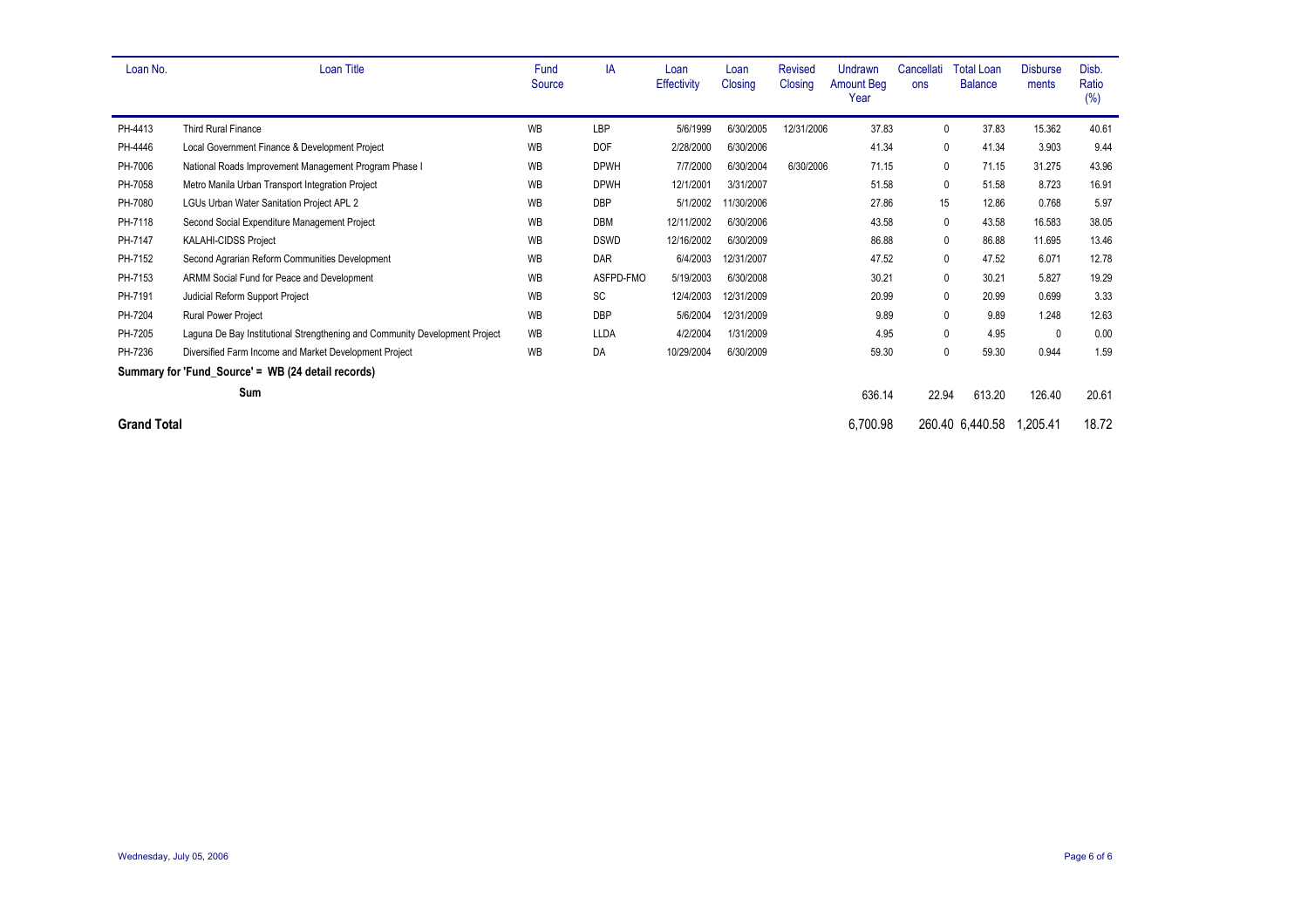| Loan No. | Loan Title | Fund Source | IA | Loan Effectivity | Loan Closing | Revised Closing | Undrawn Amount Beg Year | Cancellations | Total Loan Balance | Disbursements | Disb. Ratio (%) |
|---|---|---|---|---|---|---|---|---|---|---|---|
| PH-4413 | Third Rural Finance | WB | LBP | 5/6/1999 | 6/30/2005 | 12/31/2006 | 37.83 | 0 | 37.83 | 15.362 | 40.61 |
| PH-4446 | Local Government Finance & Development Project | WB | DOF | 2/28/2000 | 6/30/2006 | | 41.34 | 0 | 41.34 | 3.903 | 9.44 |
| PH-7006 | National Roads Improvement Management Program Phase I | WB | DPWH | 7/7/2000 | 6/30/2004 | 6/30/2006 | 71.15 | 0 | 71.15 | 31.275 | 43.96 |
| PH-7058 | Metro Manila Urban Transport Integration Project | WB | DPWH | 12/1/2001 | 3/31/2007 | | 51.58 | 0 | 51.58 | 8.723 | 16.91 |
| PH-7080 | LGUs Urban Water Sanitation Project APL 2 | WB | DBP | 5/1/2002 | 11/30/2006 | | 27.86 | 15 | 12.86 | 0.768 | 5.97 |
| PH-7118 | Second Social Expenditure Management Project | WB | DBM | 12/11/2002 | 6/30/2006 | | 43.58 | 0 | 43.58 | 16.583 | 38.05 |
| PH-7147 | KALAHI-CIDSS Project | WB | DSWD | 12/16/2002 | 6/30/2009 | | 86.88 | 0 | 86.88 | 11.695 | 13.46 |
| PH-7152 | Second Agrarian Reform Communities Development | WB | DAR | 6/4/2003 | 12/31/2007 | | 47.52 | 0 | 47.52 | 6.071 | 12.78 |
| PH-7153 | ARMM Social Fund for Peace and Development | WB | ASFPD-FMO | 5/19/2003 | 6/30/2008 | | 30.21 | 0 | 30.21 | 5.827 | 19.29 |
| PH-7191 | Judicial Reform Support Project | WB | SC | 12/4/2003 | 12/31/2009 | | 20.99 | 0 | 20.99 | 0.699 | 3.33 |
| PH-7204 | Rural Power Project | WB | DBP | 5/6/2004 | 12/31/2009 | | 9.89 | 0 | 9.89 | 1.248 | 12.63 |
| PH-7205 | Laguna De Bay Institutional Strengthening and Community Development Project | WB | LLDA | 4/2/2004 | 1/31/2009 | | 4.95 | 0 | 4.95 | 0 | 0.00 |
| PH-7236 | Diversified Farm Income and Market Development Project | WB | DA | 10/29/2004 | 6/30/2009 | | 59.30 | 0 | 59.30 | 0.944 | 1.59 |
| **Summary for 'Fund_Source' = WB (24 detail records)** | | | | | | | | | | | |
| | **Sum** | | | | | | 636.14 | 22.94 | 613.20 | 126.40 | 20.61 |
| **Grand Total** | | | | | | | 6,700.98 | 260.40 | 6,440.58 | 1,205.41 | 18.72 |

Wednesday, July 05, 2006